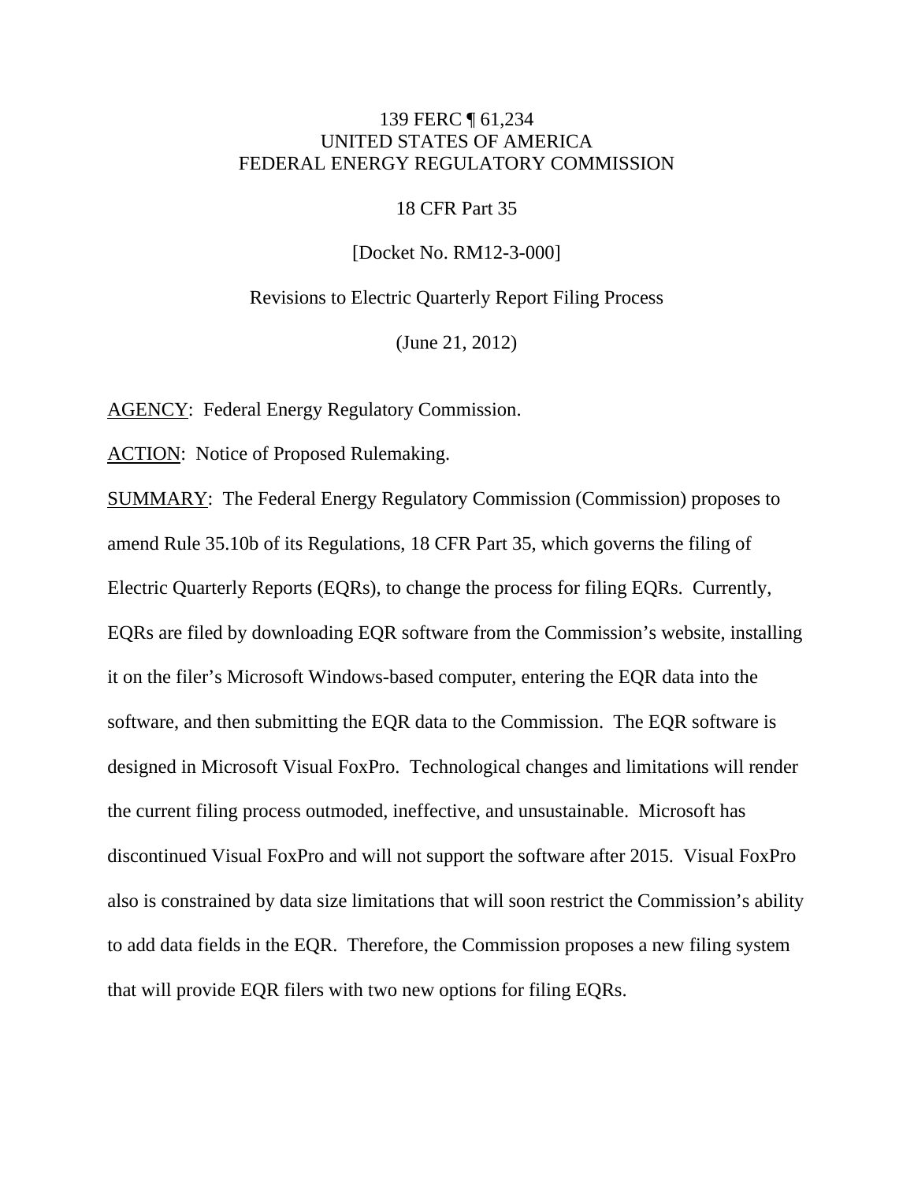139 FERC ¶ 61,234
UNITED STATES OF AMERICA
FEDERAL ENERGY REGULATORY COMMISSION

18 CFR Part 35

[Docket No. RM12-3-000]

Revisions to Electric Quarterly Report Filing Process

(June 21, 2012)

AGENCY: Federal Energy Regulatory Commission.

ACTION: Notice of Proposed Rulemaking.

SUMMARY: The Federal Energy Regulatory Commission (Commission) proposes to amend Rule 35.10b of its Regulations, 18 CFR Part 35, which governs the filing of Electric Quarterly Reports (EQRs), to change the process for filing EQRs. Currently, EQRs are filed by downloading EQR software from the Commission's website, installing it on the filer's Microsoft Windows-based computer, entering the EQR data into the software, and then submitting the EQR data to the Commission. The EQR software is designed in Microsoft Visual FoxPro. Technological changes and limitations will render the current filing process outmoded, ineffective, and unsustainable. Microsoft has discontinued Visual FoxPro and will not support the software after 2015. Visual FoxPro also is constrained by data size limitations that will soon restrict the Commission's ability to add data fields in the EQR. Therefore, the Commission proposes a new filing system that will provide EQR filers with two new options for filing EQRs.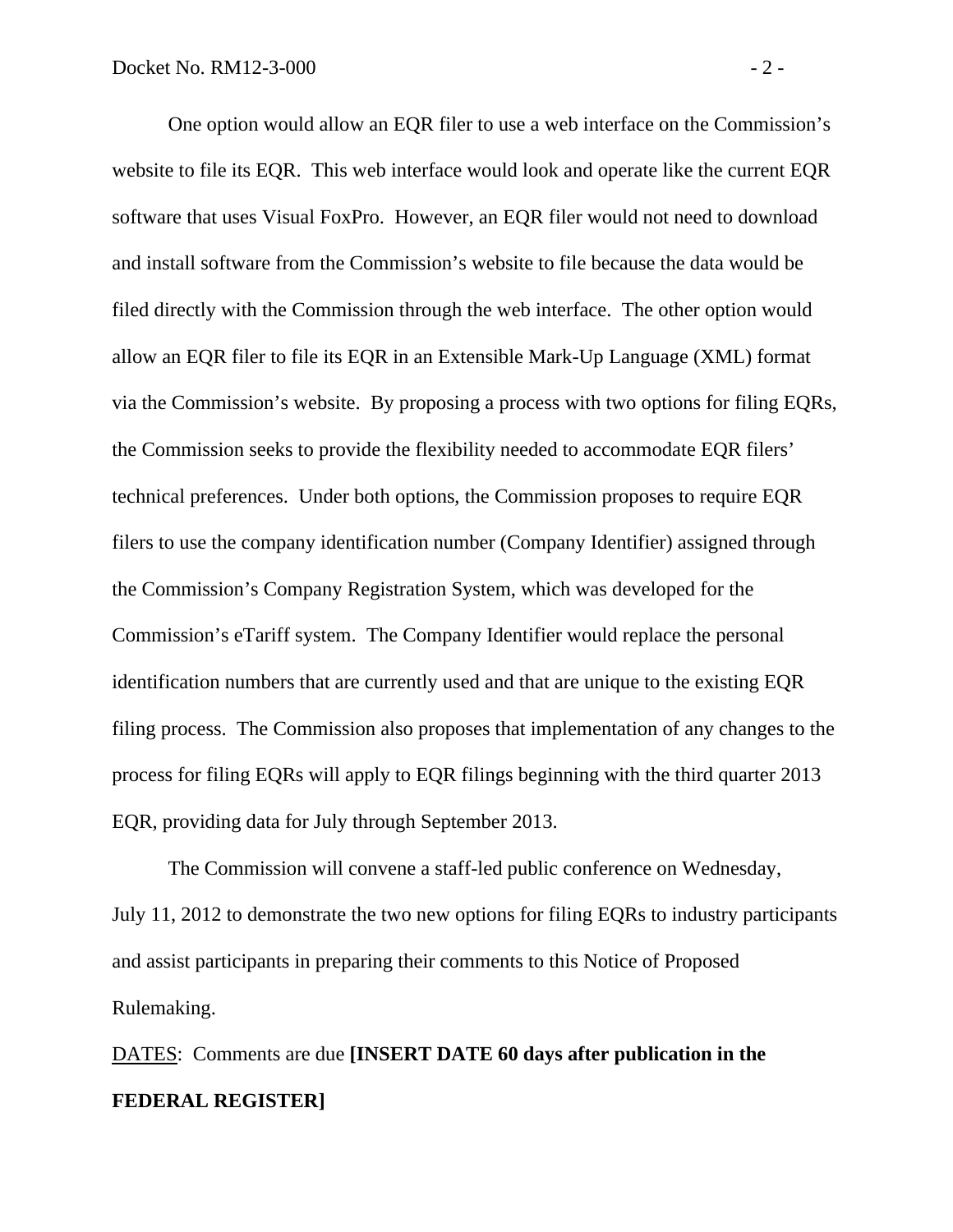One option would allow an EQR filer to use a web interface on the Commission's website to file its EQR. This web interface would look and operate like the current EQR software that uses Visual FoxPro. However, an EQR filer would not need to download and install software from the Commission's website to file because the data would be filed directly with the Commission through the web interface. The other option would allow an EQR filer to file its EQR in an Extensible Mark-Up Language (XML) format via the Commission's website. By proposing a process with two options for filing EQRs, the Commission seeks to provide the flexibility needed to accommodate EQR filers' technical preferences. Under both options, the Commission proposes to require EQR filers to use the company identification number (Company Identifier) assigned through the Commission's Company Registration System, which was developed for the Commission's eTariff system. The Company Identifier would replace the personal identification numbers that are currently used and that are unique to the existing EQR filing process. The Commission also proposes that implementation of any changes to the process for filing EQRs will apply to EQR filings beginning with the third quarter 2013 EQR, providing data for July through September 2013.

The Commission will convene a staff-led public conference on Wednesday, July 11, 2012 to demonstrate the two new options for filing EQRs to industry participants and assist participants in preparing their comments to this Notice of Proposed Rulemaking.

DATES: Comments are due **[INSERT DATE 60 days after publication in the FEDERAL REGISTER]**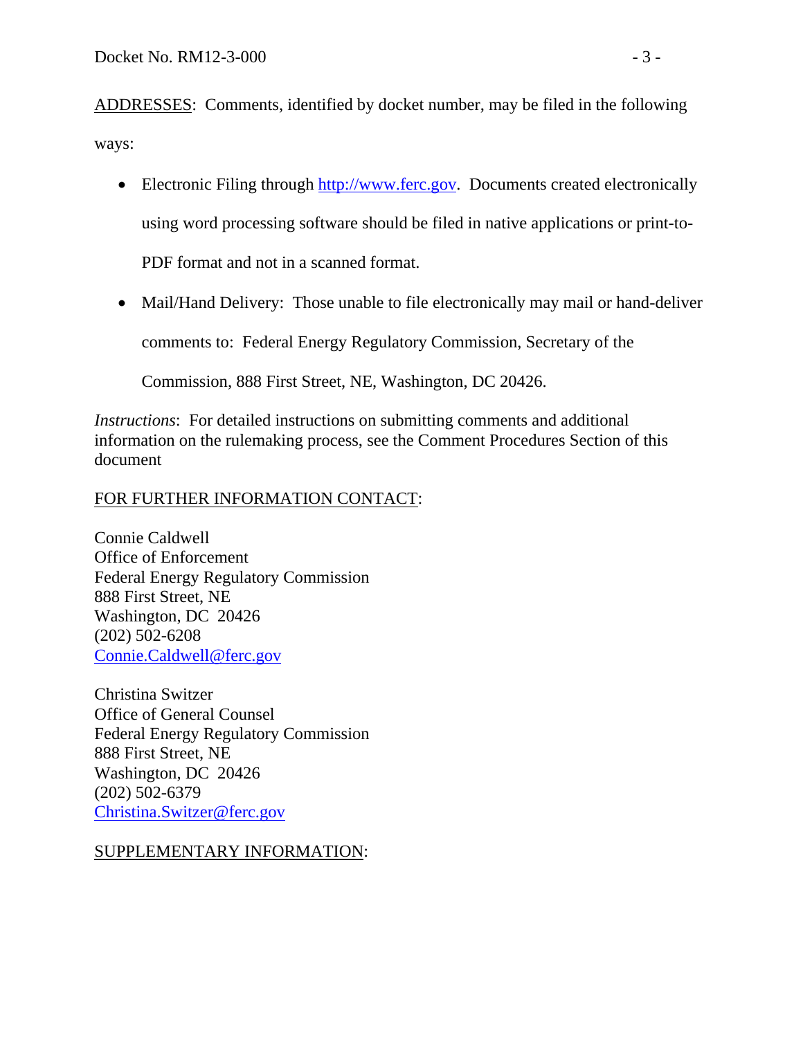ADDRESSES: Comments, identified by docket number, may be filed in the following ways:

- Electronic Filing through http://www.ferc.gov. Documents created electronically using word processing software should be filed in native applications or print-to-PDF format and not in a scanned format.
- Mail/Hand Delivery: Those unable to file electronically may mail or hand-deliver comments to: Federal Energy Regulatory Commission, Secretary of the Commission, 888 First Street, NE, Washington, DC 20426.

*Instructions*: For detailed instructions on submitting comments and additional information on the rulemaking process, see the Comment Procedures Section of this document

FOR FURTHER INFORMATION CONTACT:

Connie Caldwell
Office of Enforcement
Federal Energy Regulatory Commission
888 First Street, NE
Washington, DC 20426
(202) 502-6208
Connie.Caldwell@ferc.gov

Christina Switzer
Office of General Counsel
Federal Energy Regulatory Commission
888 First Street, NE
Washington, DC 20426
(202) 502-6379
Christina.Switzer@ferc.gov

SUPPLEMENTARY INFORMATION: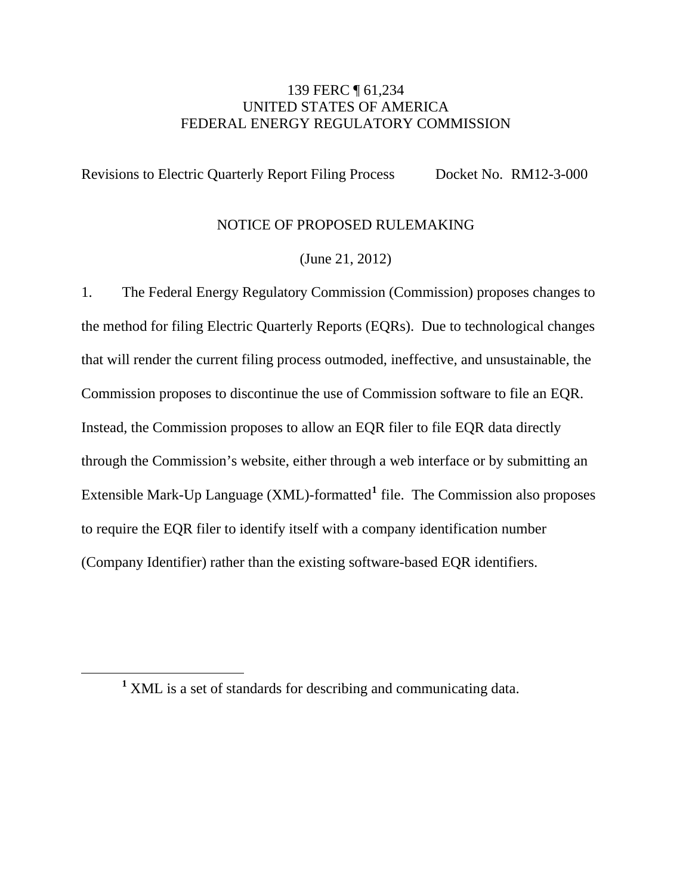139 FERC ¶ 61,234
UNITED STATES OF AMERICA
FEDERAL ENERGY REGULATORY COMMISSION

Revisions to Electric Quarterly Report Filing Process    Docket No. RM12-3-000

NOTICE OF PROPOSED RULEMAKING

(June 21, 2012)

1. The Federal Energy Regulatory Commission (Commission) proposes changes to the method for filing Electric Quarterly Reports (EQRs). Due to technological changes that will render the current filing process outmoded, ineffective, and unsustainable, the Commission proposes to discontinue the use of Commission software to file an EQR. Instead, the Commission proposes to allow an EQR filer to file EQR data directly through the Commission's website, either through a web interface or by submitting an Extensible Mark-Up Language (XML)-formatted[1] file. The Commission also proposes to require the EQR filer to identify itself with a company identification number (Company Identifier) rather than the existing software-based EQR identifiers.

[1] XML is a set of standards for describing and communicating data.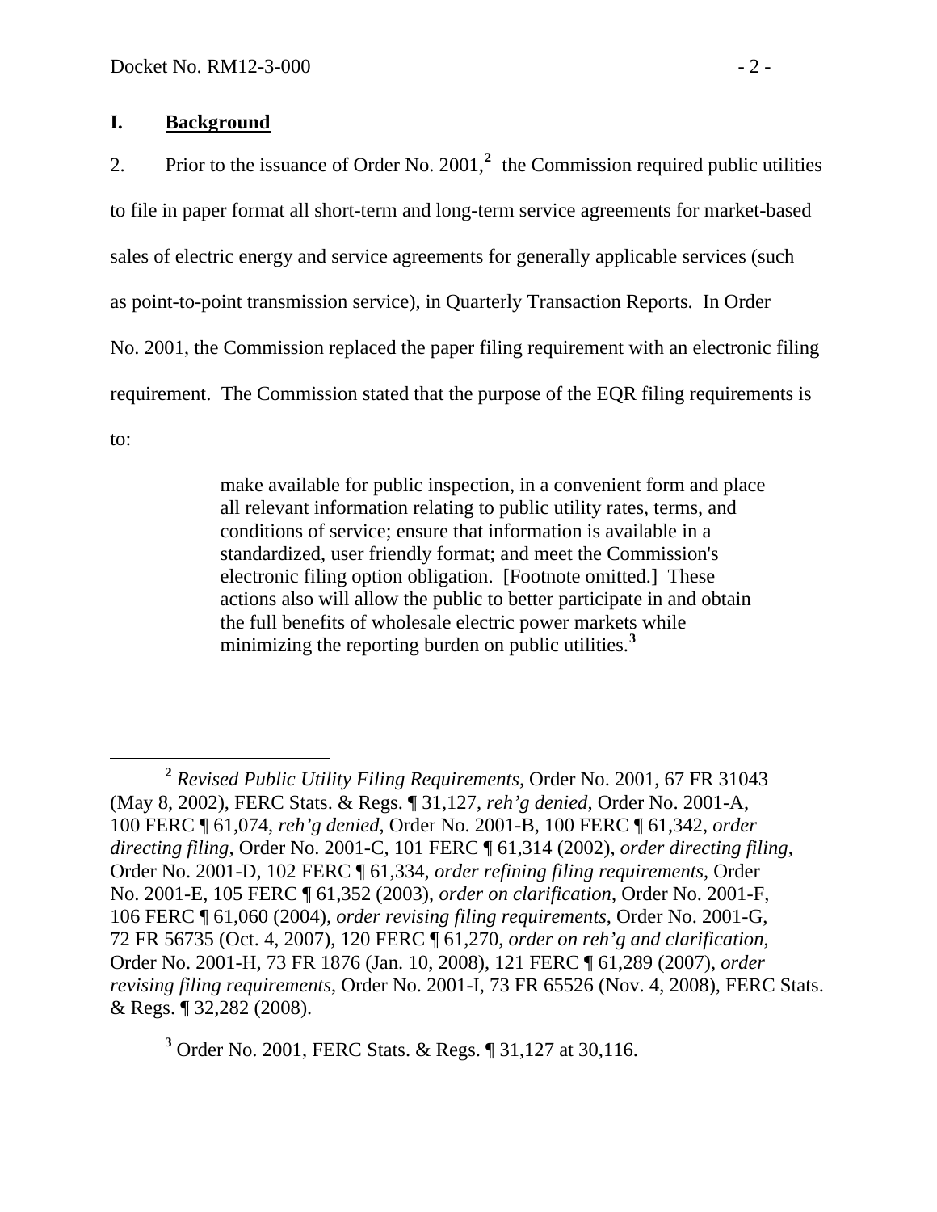## I. Background

2. Prior to the issuance of Order No. 2001,[2] the Commission required public utilities to file in paper format all short-term and long-term service agreements for market-based sales of electric energy and service agreements for generally applicable services (such as point-to-point transmission service), in Quarterly Transaction Reports. In Order No. 2001, the Commission replaced the paper filing requirement with an electronic filing requirement. The Commission stated that the purpose of the EQR filing requirements is to:

> make available for public inspection, in a convenient form and place all relevant information relating to public utility rates, terms, and conditions of service; ensure that information is available in a standardized, user friendly format; and meet the Commission's electronic filing option obligation. [Footnote omitted.] These actions also will allow the public to better participate in and obtain the full benefits of wholesale electric power markets while minimizing the reporting burden on public utilities.[3]

---

[2] *Revised Public Utility Filing Requirements*, Order No. 2001, 67 FR 31043 (May 8, 2002), FERC Stats. & Regs. ¶ 31,127, *reh'g denied*, Order No. 2001-A, 100 FERC ¶ 61,074, *reh'g denied*, Order No. 2001-B, 100 FERC ¶ 61,342, *order directing filing*, Order No. 2001-C, 101 FERC ¶ 61,314 (2002), *order directing filing*, Order No. 2001-D, 102 FERC ¶ 61,334, *order refining filing requirements*, Order No. 2001-E, 105 FERC ¶ 61,352 (2003), *order on clarification*, Order No. 2001-F, 106 FERC ¶ 61,060 (2004), *order revising filing requirements*, Order No. 2001-G, 72 FR 56735 (Oct. 4, 2007), 120 FERC ¶ 61,270, *order on reh'g and clarification*, Order No. 2001-H, 73 FR 1876 (Jan. 10, 2008), 121 FERC ¶ 61,289 (2007), *order revising filing requirements*, Order No. 2001-I, 73 FR 65526 (Nov. 4, 2008), FERC Stats. & Regs. ¶ 32,282 (2008).

[3] Order No. 2001, FERC Stats. & Regs. ¶ 31,127 at 30,116.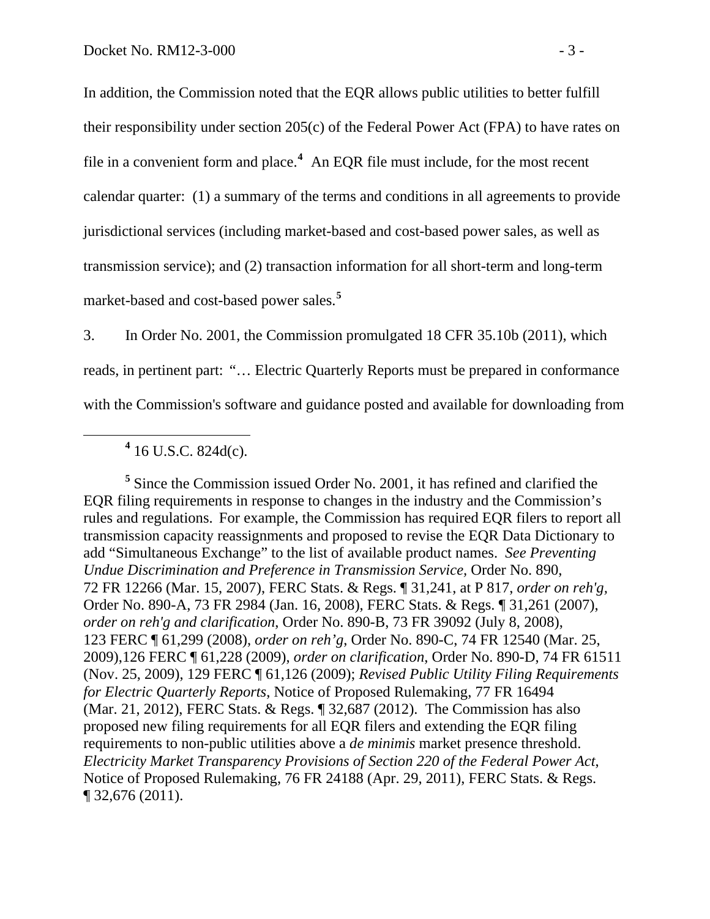In addition, the Commission noted that the EQR allows public utilities to better fulfill their responsibility under section 205(c) of the Federal Power Act (FPA) to have rates on file in a convenient form and place.[4] An EQR file must include, for the most recent calendar quarter: (1) a summary of the terms and conditions in all agreements to provide jurisdictional services (including market-based and cost-based power sales, as well as transmission service); and (2) transaction information for all short-term and long-term market-based and cost-based power sales.[5]

3. In Order No. 2001, the Commission promulgated 18 CFR 35.10b (2011), which reads, in pertinent part: "… Electric Quarterly Reports must be prepared in conformance with the Commission's software and guidance posted and available for downloading from

---

[4] 16 U.S.C. 824d(c).

[5] Since the Commission issued Order No. 2001, it has refined and clarified the EQR filing requirements in response to changes in the industry and the Commission's rules and regulations. For example, the Commission has required EQR filers to report all transmission capacity reassignments and proposed to revise the EQR Data Dictionary to add "Simultaneous Exchange" to the list of available product names. *See Preventing Undue Discrimination and Preference in Transmission Service*, Order No. 890, 72 FR 12266 (Mar. 15, 2007), FERC Stats. & Regs. ¶ 31,241, at P 817, *order on reh'g*, Order No. 890-A, 73 FR 2984 (Jan. 16, 2008), FERC Stats. & Regs. ¶ 31,261 (2007), *order on reh'g and clarification*, Order No. 890-B, 73 FR 39092 (July 8, 2008), 123 FERC ¶ 61,299 (2008), *order on reh'g*, Order No. 890-C, 74 FR 12540 (Mar. 25, 2009),126 FERC ¶ 61,228 (2009), *order on clarification*, Order No. 890-D, 74 FR 61511 (Nov. 25, 2009), 129 FERC ¶ 61,126 (2009); *Revised Public Utility Filing Requirements for Electric Quarterly Reports*, Notice of Proposed Rulemaking, 77 FR 16494 (Mar. 21, 2012), FERC Stats. & Regs. ¶ 32,687 (2012). The Commission has also proposed new filing requirements for all EQR filers and extending the EQR filing requirements to non-public utilities above a *de minimis* market presence threshold. *Electricity Market Transparency Provisions of Section 220 of the Federal Power Act*, Notice of Proposed Rulemaking, 76 FR 24188 (Apr. 29, 2011), FERC Stats. & Regs. ¶ 32,676 (2011).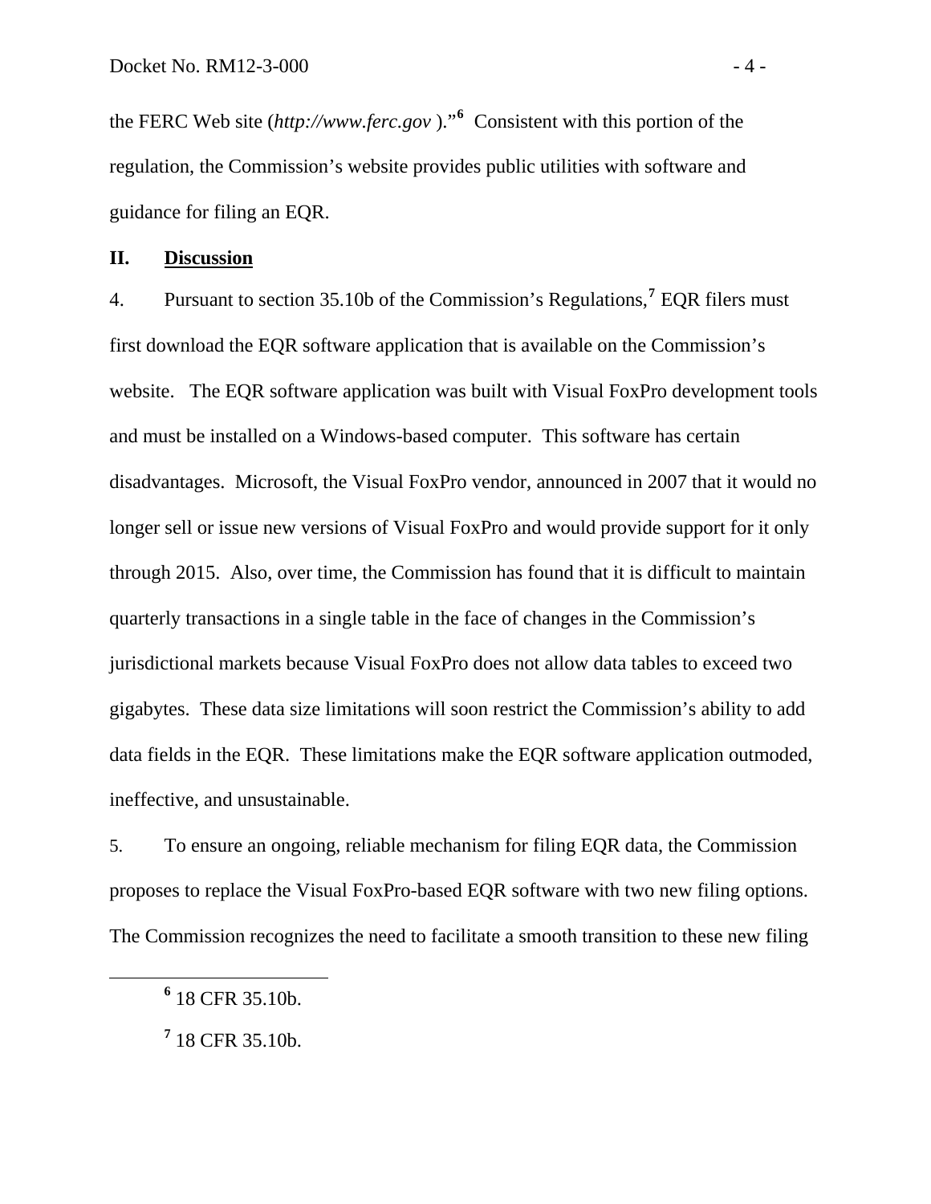the FERC Web site (*http://www.ferc.gov* )."[6] Consistent with this portion of the regulation, the Commission's website provides public utilities with software and guidance for filing an EQR.

## II. Discussion

4. Pursuant to section 35.10b of the Commission's Regulations,[7] EQR filers must first download the EQR software application that is available on the Commission's website. The EQR software application was built with Visual FoxPro development tools and must be installed on a Windows-based computer. This software has certain disadvantages. Microsoft, the Visual FoxPro vendor, announced in 2007 that it would no longer sell or issue new versions of Visual FoxPro and would provide support for it only through 2015. Also, over time, the Commission has found that it is difficult to maintain quarterly transactions in a single table in the face of changes in the Commission's jurisdictional markets because Visual FoxPro does not allow data tables to exceed two gigabytes. These data size limitations will soon restrict the Commission's ability to add data fields in the EQR. These limitations make the EQR software application outmoded, ineffective, and unsustainable.

5. To ensure an ongoing, reliable mechanism for filing EQR data, the Commission proposes to replace the Visual FoxPro-based EQR software with two new filing options. The Commission recognizes the need to facilitate a smooth transition to these new filing

---

[6] 18 CFR 35.10b.

[7] 18 CFR 35.10b.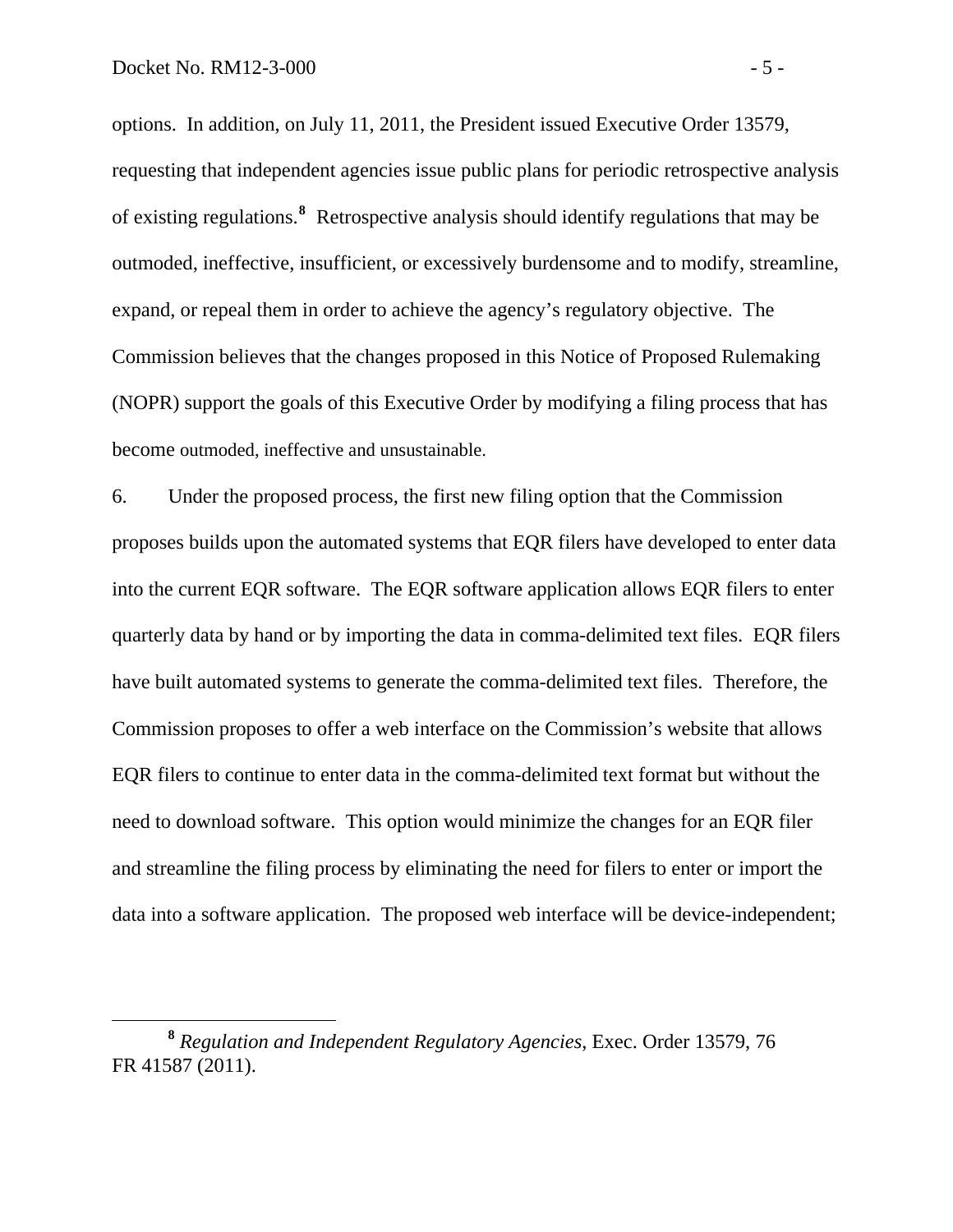options. In addition, on July 11, 2011, the President issued Executive Order 13579, requesting that independent agencies issue public plans for periodic retrospective analysis of existing regulations.[8] Retrospective analysis should identify regulations that may be outmoded, ineffective, insufficient, or excessively burdensome and to modify, streamline, expand, or repeal them in order to achieve the agency's regulatory objective. The Commission believes that the changes proposed in this Notice of Proposed Rulemaking (NOPR) support the goals of this Executive Order by modifying a filing process that has become outmoded, ineffective and unsustainable.

6. Under the proposed process, the first new filing option that the Commission proposes builds upon the automated systems that EQR filers have developed to enter data into the current EQR software. The EQR software application allows EQR filers to enter quarterly data by hand or by importing the data in comma-delimited text files. EQR filers have built automated systems to generate the comma-delimited text files. Therefore, the Commission proposes to offer a web interface on the Commission's website that allows EQR filers to continue to enter data in the comma-delimited text format but without the need to download software. This option would minimize the changes for an EQR filer and streamline the filing process by eliminating the need for filers to enter or import the data into a software application. The proposed web interface will be device-independent;

---

[8] *Regulation and Independent Regulatory Agencies*, Exec. Order 13579, 76 FR 41587 (2011).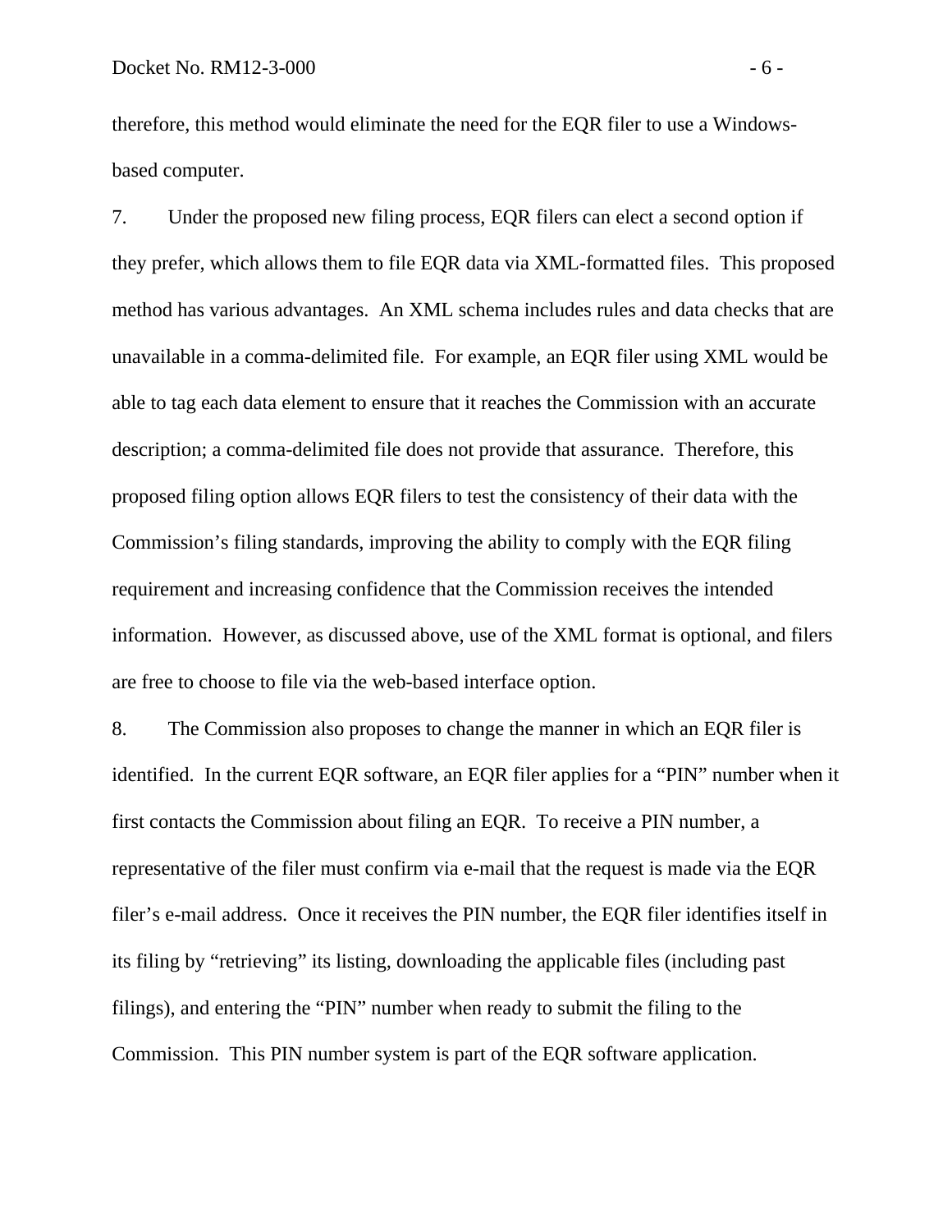therefore, this method would eliminate the need for the EQR filer to use a Windows-based computer.

7. Under the proposed new filing process, EQR filers can elect a second option if they prefer, which allows them to file EQR data via XML-formatted files. This proposed method has various advantages. An XML schema includes rules and data checks that are unavailable in a comma-delimited file. For example, an EQR filer using XML would be able to tag each data element to ensure that it reaches the Commission with an accurate description; a comma-delimited file does not provide that assurance. Therefore, this proposed filing option allows EQR filers to test the consistency of their data with the Commission's filing standards, improving the ability to comply with the EQR filing requirement and increasing confidence that the Commission receives the intended information. However, as discussed above, use of the XML format is optional, and filers are free to choose to file via the web-based interface option.

8. The Commission also proposes to change the manner in which an EQR filer is identified. In the current EQR software, an EQR filer applies for a "PIN" number when it first contacts the Commission about filing an EQR. To receive a PIN number, a representative of the filer must confirm via e-mail that the request is made via the EQR filer's e-mail address. Once it receives the PIN number, the EQR filer identifies itself in its filing by "retrieving" its listing, downloading the applicable files (including past filings), and entering the "PIN" number when ready to submit the filing to the Commission. This PIN number system is part of the EQR software application.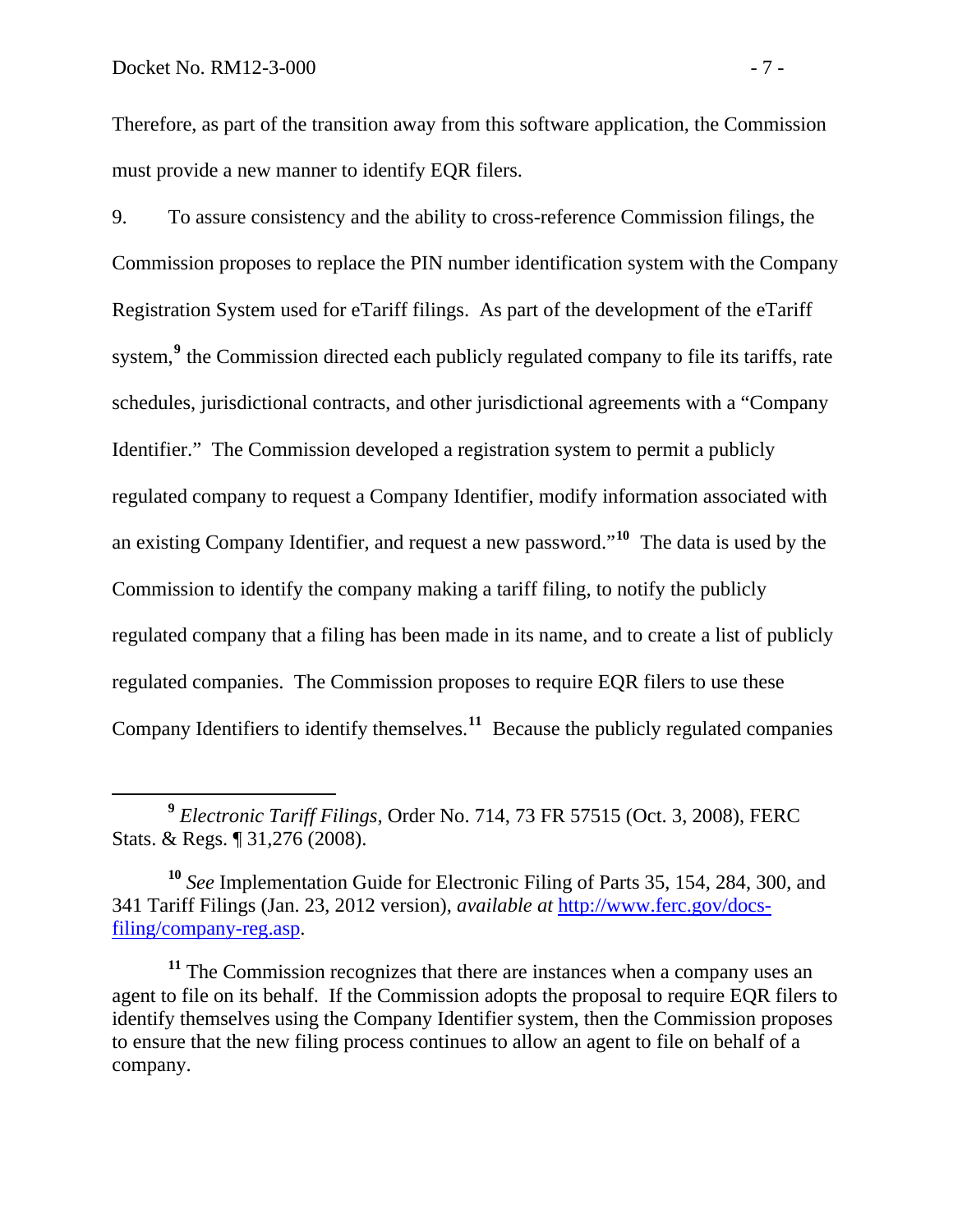Therefore, as part of the transition away from this software application, the Commission must provide a new manner to identify EQR filers.

9. To assure consistency and the ability to cross-reference Commission filings, the Commission proposes to replace the PIN number identification system with the Company Registration System used for eTariff filings. As part of the development of the eTariff system,[9] the Commission directed each publicly regulated company to file its tariffs, rate schedules, jurisdictional contracts, and other jurisdictional agreements with a "Company Identifier." The Commission developed a registration system to permit a publicly regulated company to request a Company Identifier, modify information associated with an existing Company Identifier, and request a new password."[10] The data is used by the Commission to identify the company making a tariff filing, to notify the publicly regulated company that a filing has been made in its name, and to create a list of publicly regulated companies. The Commission proposes to require EQR filers to use these Company Identifiers to identify themselves.[11] Because the publicly regulated companies

---

[9] *Electronic Tariff Filings*, Order No. 714, 73 FR 57515 (Oct. 3, 2008), FERC Stats. & Regs. ¶ 31,276 (2008).

[10] *See* Implementation Guide for Electronic Filing of Parts 35, 154, 284, 300, and 341 Tariff Filings (Jan. 23, 2012 version), *available at* http://www.ferc.gov/docs-filing/company-reg.asp.

[11] The Commission recognizes that there are instances when a company uses an agent to file on its behalf. If the Commission adopts the proposal to require EQR filers to identify themselves using the Company Identifier system, then the Commission proposes to ensure that the new filing process continues to allow an agent to file on behalf of a company.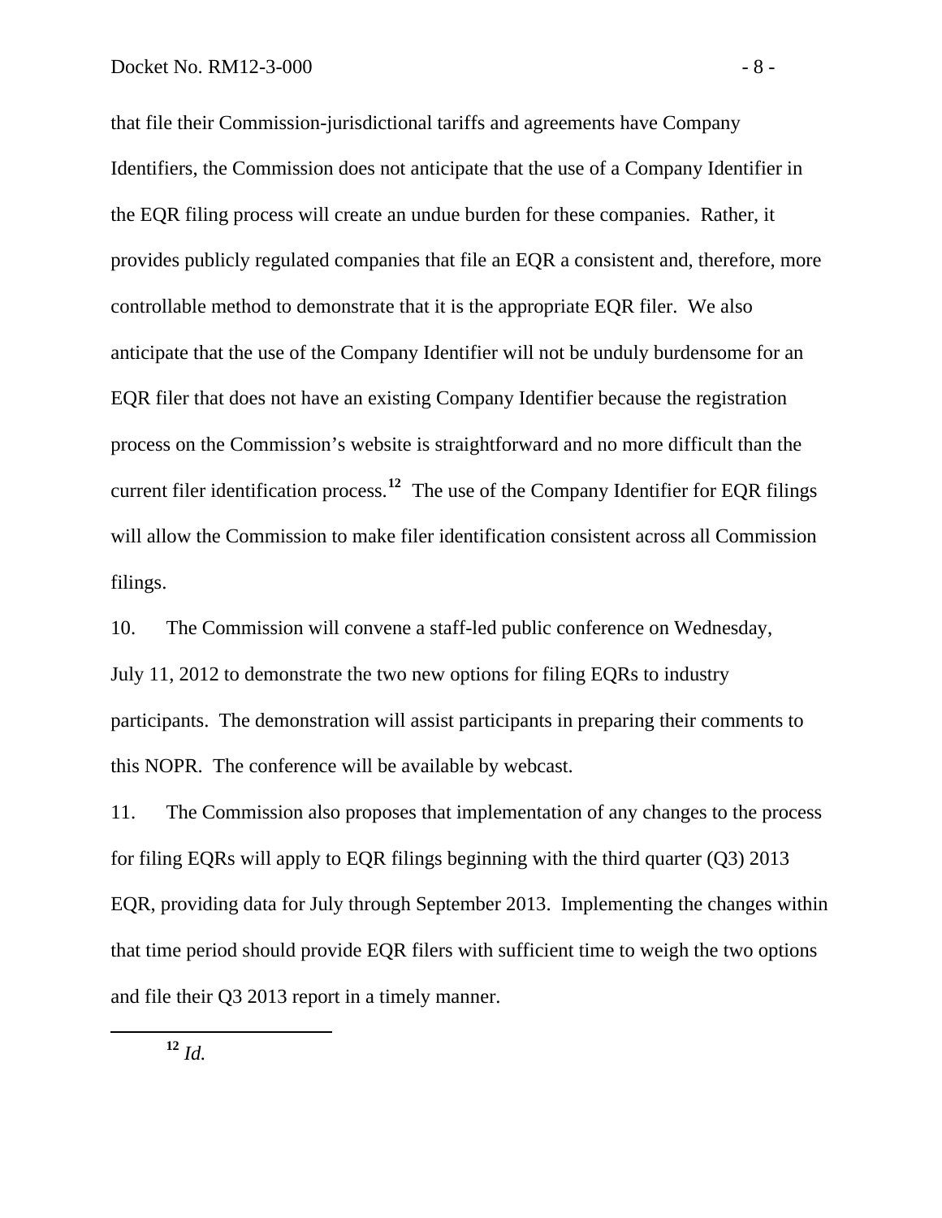that file their Commission-jurisdictional tariffs and agreements have Company Identifiers, the Commission does not anticipate that the use of a Company Identifier in the EQR filing process will create an undue burden for these companies. Rather, it provides publicly regulated companies that file an EQR a consistent and, therefore, more controllable method to demonstrate that it is the appropriate EQR filer. We also anticipate that the use of the Company Identifier will not be unduly burdensome for an EQR filer that does not have an existing Company Identifier because the registration process on the Commission's website is straightforward and no more difficult than the current filer identification process.[12] The use of the Company Identifier for EQR filings will allow the Commission to make filer identification consistent across all Commission filings.

10. The Commission will convene a staff-led public conference on Wednesday, July 11, 2012 to demonstrate the two new options for filing EQRs to industry participants. The demonstration will assist participants in preparing their comments to this NOPR. The conference will be available by webcast.

11. The Commission also proposes that implementation of any changes to the process for filing EQRs will apply to EQR filings beginning with the third quarter (Q3) 2013 EQR, providing data for July through September 2013. Implementing the changes within that time period should provide EQR filers with sufficient time to weigh the two options and file their Q3 2013 report in a timely manner.

---

[12] *Id.*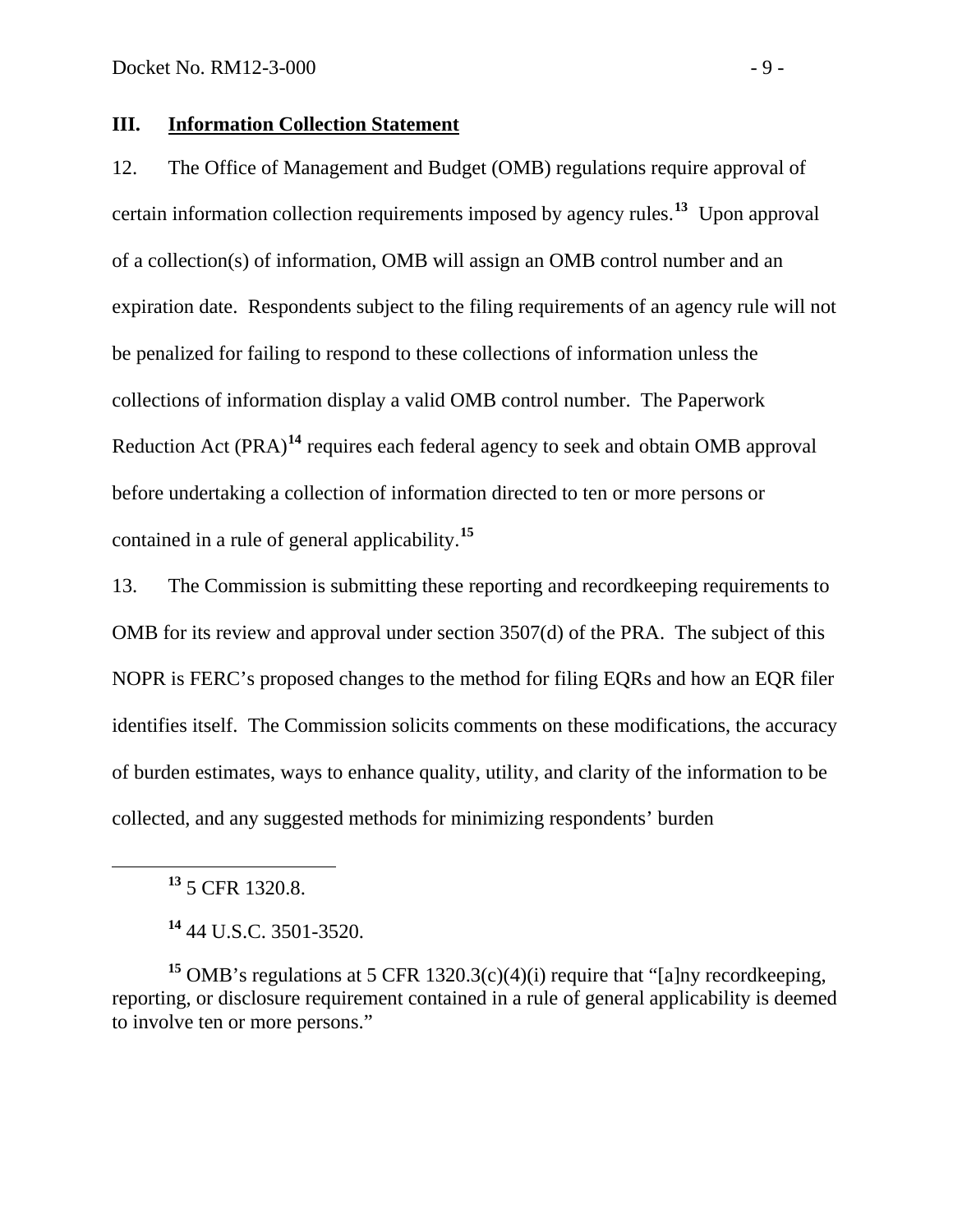## III. Information Collection Statement

12. The Office of Management and Budget (OMB) regulations require approval of certain information collection requirements imposed by agency rules.[13] Upon approval of a collection(s) of information, OMB will assign an OMB control number and an expiration date. Respondents subject to the filing requirements of an agency rule will not be penalized for failing to respond to these collections of information unless the collections of information display a valid OMB control number. The Paperwork Reduction Act (PRA)[14] requires each federal agency to seek and obtain OMB approval before undertaking a collection of information directed to ten or more persons or contained in a rule of general applicability.[15]

13. The Commission is submitting these reporting and recordkeeping requirements to OMB for its review and approval under section 3507(d) of the PRA. The subject of this NOPR is FERC's proposed changes to the method for filing EQRs and how an EQR filer identifies itself. The Commission solicits comments on these modifications, the accuracy of burden estimates, ways to enhance quality, utility, and clarity of the information to be collected, and any suggested methods for minimizing respondents' burden

---

[13] 5 CFR 1320.8.

[14] 44 U.S.C. 3501-3520.

[15] OMB's regulations at 5 CFR 1320.3(c)(4)(i) require that "[a]ny recordkeeping, reporting, or disclosure requirement contained in a rule of general applicability is deemed to involve ten or more persons."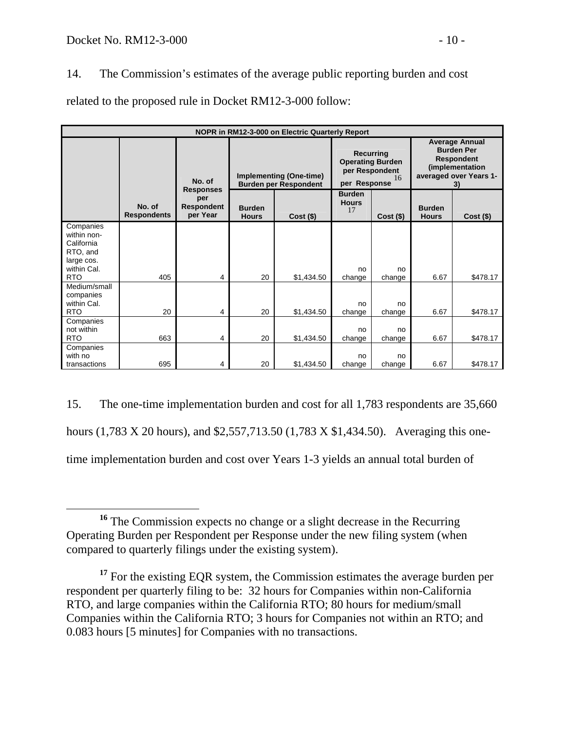14. The Commission's estimates of the average public reporting burden and cost related to the proposed rule in Docket RM12-3-000 follow:

| NOPR in RM12-3-000 on Electric Quarterly Report | | | | | | | | |
|---|---|---|---|---|---|---|---|---|
| | | No. of Responses per Respondent per Year | Implementing (One-time) Burden per Respondent | | Recurring Operating Burden per Respondent per Response[16] | | Average Annual Burden Per Respondent (implementation averaged over Years 1-3) | |
| | No. of Respondents | | Burden Hours | Cost ($) | Burden Hours[17] | Cost ($) | Burden Hours | Cost ($) |
| Companies within non-California RTO, and large cos. within Cal. RTO | 405 | 4 | 20 | $1,434.50 | no change | no change | 6.67 | $478.17 |
| Medium/small companies within Cal. RTO | 20 | 4 | 20 | $1,434.50 | no change | no change | 6.67 | $478.17 |
| Companies not within RTO | 663 | 4 | 20 | $1,434.50 | no change | no change | 6.67 | $478.17 |
| Companies with no transactions | 695 | 4 | 20 | $1,434.50 | no change | no change | 6.67 | $478.17 |

15. The one-time implementation burden and cost for all 1,783 respondents are 35,660 hours (1,783 X 20 hours), and $2,557,713.50 (1,783 X $1,434.50). Averaging this one-time implementation burden and cost over Years 1-3 yields an annual total burden of

[16] The Commission expects no change or a slight decrease in the Recurring Operating Burden per Respondent per Response under the new filing system (when compared to quarterly filings under the existing system).

[17] For the existing EQR system, the Commission estimates the average burden per respondent per quarterly filing to be: 32 hours for Companies within non-California RTO, and large companies within the California RTO; 80 hours for medium/small Companies within the California RTO; 3 hours for Companies not within an RTO; and 0.083 hours [5 minutes] for Companies with no transactions.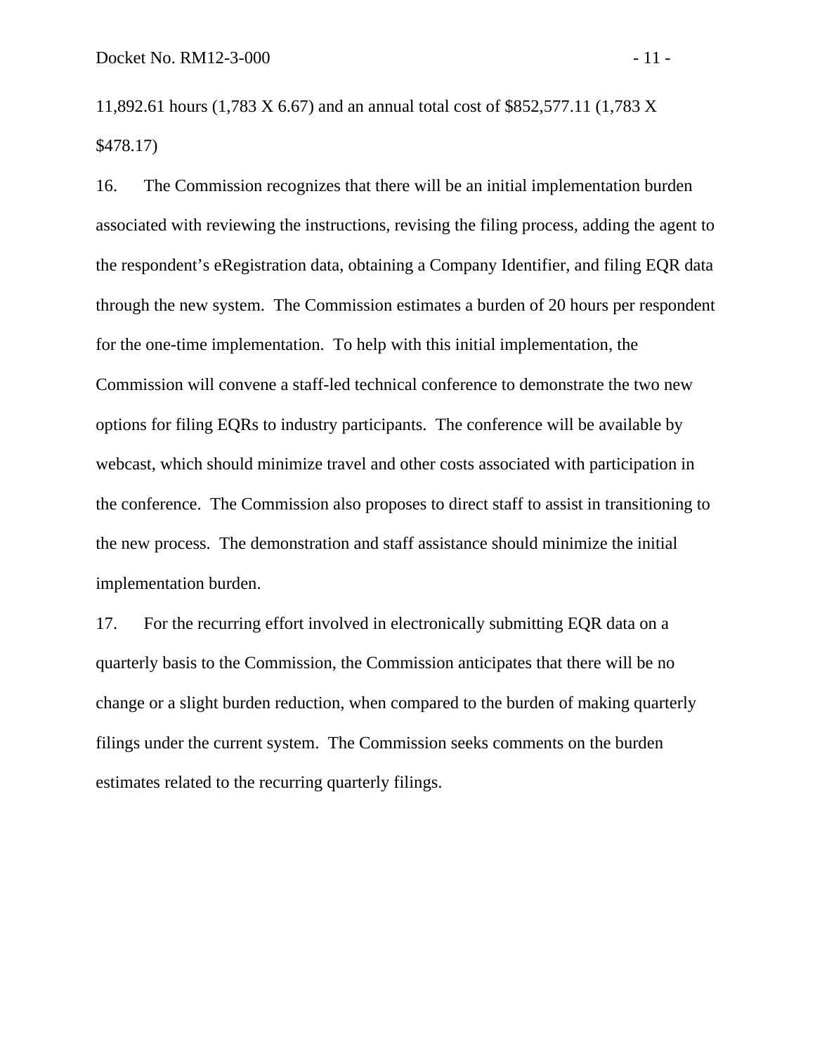11,892.61 hours (1,783 X 6.67) and an annual total cost of $852,577.11 (1,783 X $478.17)

16. The Commission recognizes that there will be an initial implementation burden associated with reviewing the instructions, revising the filing process, adding the agent to the respondent's eRegistration data, obtaining a Company Identifier, and filing EQR data through the new system. The Commission estimates a burden of 20 hours per respondent for the one-time implementation. To help with this initial implementation, the Commission will convene a staff-led technical conference to demonstrate the two new options for filing EQRs to industry participants. The conference will be available by webcast, which should minimize travel and other costs associated with participation in the conference. The Commission also proposes to direct staff to assist in transitioning to the new process. The demonstration and staff assistance should minimize the initial implementation burden.

17. For the recurring effort involved in electronically submitting EQR data on a quarterly basis to the Commission, the Commission anticipates that there will be no change or a slight burden reduction, when compared to the burden of making quarterly filings under the current system. The Commission seeks comments on the burden estimates related to the recurring quarterly filings.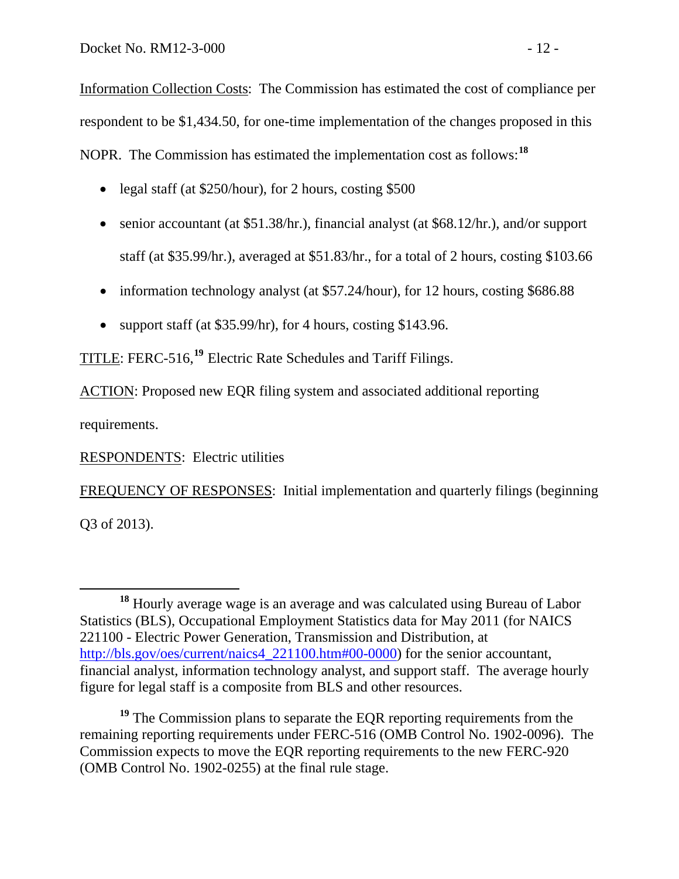Information Collection Costs: The Commission has estimated the cost of compliance per respondent to be $1,434.50, for one-time implementation of the changes proposed in this NOPR. The Commission has estimated the implementation cost as follows:[18]

- legal staff (at $250/hour), for 2 hours, costing $500
- senior accountant (at $51.38/hr.), financial analyst (at $68.12/hr.), and/or support staff (at $35.99/hr.), averaged at $51.83/hr., for a total of 2 hours, costing $103.66
- information technology analyst (at $57.24/hour), for 12 hours, costing $686.88
- support staff (at $35.99/hr), for 4 hours, costing $143.96.

TITLE: FERC-516,[19] Electric Rate Schedules and Tariff Filings.

ACTION: Proposed new EQR filing system and associated additional reporting requirements.

RESPONDENTS: Electric utilities

FREQUENCY OF RESPONSES: Initial implementation and quarterly filings (beginning Q3 of 2013).

---

[18] Hourly average wage is an average and was calculated using Bureau of Labor Statistics (BLS), Occupational Employment Statistics data for May 2011 (for NAICS 221100 - Electric Power Generation, Transmission and Distribution, at http://bls.gov/oes/current/naics4_221100.htm#00-0000) for the senior accountant, financial analyst, information technology analyst, and support staff. The average hourly figure for legal staff is a composite from BLS and other resources.

[19] The Commission plans to separate the EQR reporting requirements from the remaining reporting requirements under FERC-516 (OMB Control No. 1902-0096). The Commission expects to move the EQR reporting requirements to the new FERC-920 (OMB Control No. 1902-0255) at the final rule stage.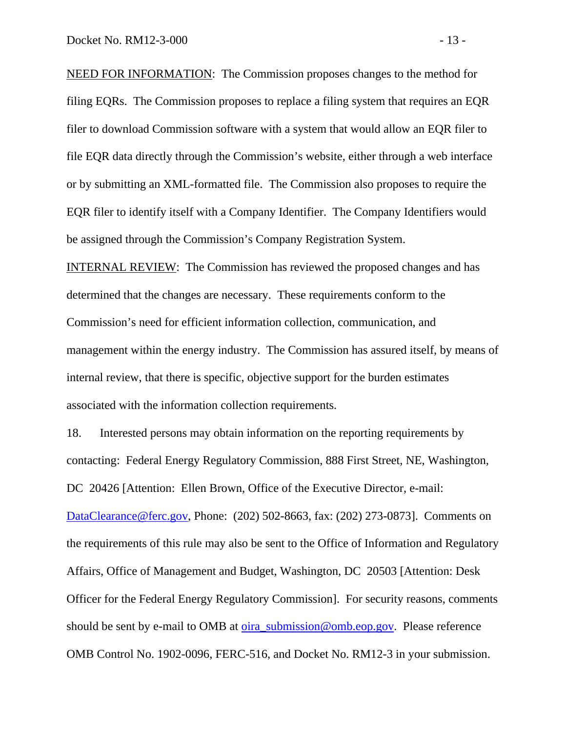NEED FOR INFORMATION: The Commission proposes changes to the method for filing EQRs. The Commission proposes to replace a filing system that requires an EQR filer to download Commission software with a system that would allow an EQR filer to file EQR data directly through the Commission's website, either through a web interface or by submitting an XML-formatted file. The Commission also proposes to require the EQR filer to identify itself with a Company Identifier. The Company Identifiers would be assigned through the Commission's Company Registration System.

INTERNAL REVIEW: The Commission has reviewed the proposed changes and has determined that the changes are necessary. These requirements conform to the Commission's need for efficient information collection, communication, and management within the energy industry. The Commission has assured itself, by means of internal review, that there is specific, objective support for the burden estimates associated with the information collection requirements.

18. Interested persons may obtain information on the reporting requirements by contacting: Federal Energy Regulatory Commission, 888 First Street, NE, Washington, DC 20426 [Attention: Ellen Brown, Office of the Executive Director, e-mail: DataClearance@ferc.gov, Phone: (202) 502-8663, fax: (202) 273-0873]. Comments on the requirements of this rule may also be sent to the Office of Information and Regulatory Affairs, Office of Management and Budget, Washington, DC 20503 [Attention: Desk Officer for the Federal Energy Regulatory Commission]. For security reasons, comments should be sent by e-mail to OMB at oira_submission@omb.eop.gov. Please reference OMB Control No. 1902-0096, FERC-516, and Docket No. RM12-3 in your submission.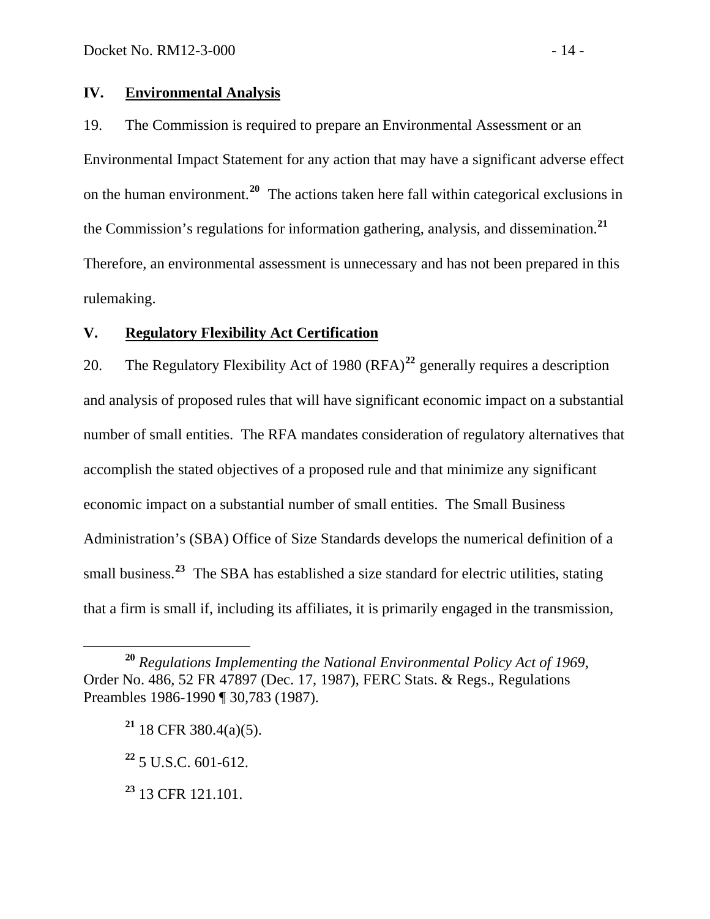## IV. Environmental Analysis

19. The Commission is required to prepare an Environmental Assessment or an Environmental Impact Statement for any action that may have a significant adverse effect on the human environment.[20] The actions taken here fall within categorical exclusions in the Commission's regulations for information gathering, analysis, and dissemination.[21] Therefore, an environmental assessment is unnecessary and has not been prepared in this rulemaking.

## V. Regulatory Flexibility Act Certification

20. The Regulatory Flexibility Act of 1980 (RFA)[22] generally requires a description and analysis of proposed rules that will have significant economic impact on a substantial number of small entities. The RFA mandates consideration of regulatory alternatives that accomplish the stated objectives of a proposed rule and that minimize any significant economic impact on a substantial number of small entities. The Small Business Administration's (SBA) Office of Size Standards develops the numerical definition of a small business.[23] The SBA has established a size standard for electric utilities, stating that a firm is small if, including its affiliates, it is primarily engaged in the transmission,

---

[20] *Regulations Implementing the National Environmental Policy Act of 1969*, Order No. 486, 52 FR 47897 (Dec. 17, 1987), FERC Stats. & Regs., Regulations Preambles 1986-1990 ¶ 30,783 (1987).

[21] 18 CFR 380.4(a)(5).

[22] 5 U.S.C. 601-612.

[23] 13 CFR 121.101.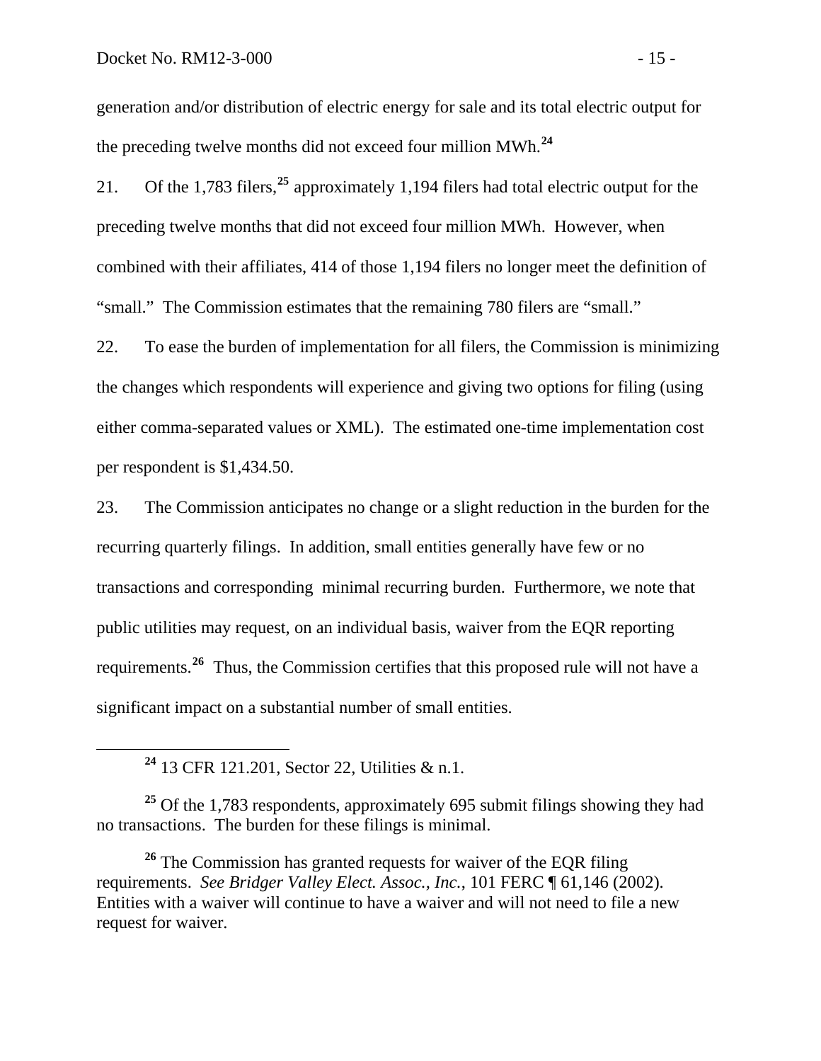generation and/or distribution of electric energy for sale and its total electric output for the preceding twelve months did not exceed four million MWh.[24]

21. Of the 1,783 filers,[25] approximately 1,194 filers had total electric output for the preceding twelve months that did not exceed four million MWh. However, when combined with their affiliates, 414 of those 1,194 filers no longer meet the definition of "small." The Commission estimates that the remaining 780 filers are "small."

22. To ease the burden of implementation for all filers, the Commission is minimizing the changes which respondents will experience and giving two options for filing (using either comma-separated values or XML). The estimated one-time implementation cost per respondent is $1,434.50.

23. The Commission anticipates no change or a slight reduction in the burden for the recurring quarterly filings. In addition, small entities generally have few or no transactions and corresponding minimal recurring burden. Furthermore, we note that public utilities may request, on an individual basis, waiver from the EQR reporting requirements.[26] Thus, the Commission certifies that this proposed rule will not have a significant impact on a substantial number of small entities.

---

[24] 13 CFR 121.201, Sector 22, Utilities & n.1.

[25] Of the 1,783 respondents, approximately 695 submit filings showing they had no transactions. The burden for these filings is minimal.

[26] The Commission has granted requests for waiver of the EQR filing requirements. *See Bridger Valley Elect. Assoc., Inc.*, 101 FERC ¶ 61,146 (2002). Entities with a waiver will continue to have a waiver and will not need to file a new request for waiver.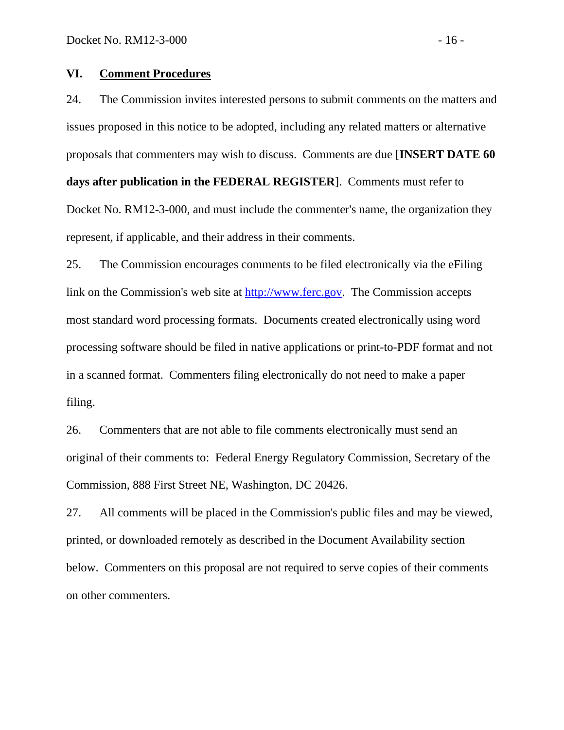## VI. <u>Comment Procedures</u>

24. The Commission invites interested persons to submit comments on the matters and issues proposed in this notice to be adopted, including any related matters or alternative proposals that commenters may wish to discuss. Comments are due [**INSERT DATE 60 days after publication in the FEDERAL REGISTER**]. Comments must refer to Docket No. RM12-3-000, and must include the commenter's name, the organization they represent, if applicable, and their address in their comments.

25. The Commission encourages comments to be filed electronically via the eFiling link on the Commission's web site at http://www.ferc.gov. The Commission accepts most standard word processing formats. Documents created electronically using word processing software should be filed in native applications or print-to-PDF format and not in a scanned format. Commenters filing electronically do not need to make a paper filing.

26. Commenters that are not able to file comments electronically must send an original of their comments to: Federal Energy Regulatory Commission, Secretary of the Commission, 888 First Street NE, Washington, DC 20426.

27. All comments will be placed in the Commission's public files and may be viewed, printed, or downloaded remotely as described in the Document Availability section below. Commenters on this proposal are not required to serve copies of their comments on other commenters.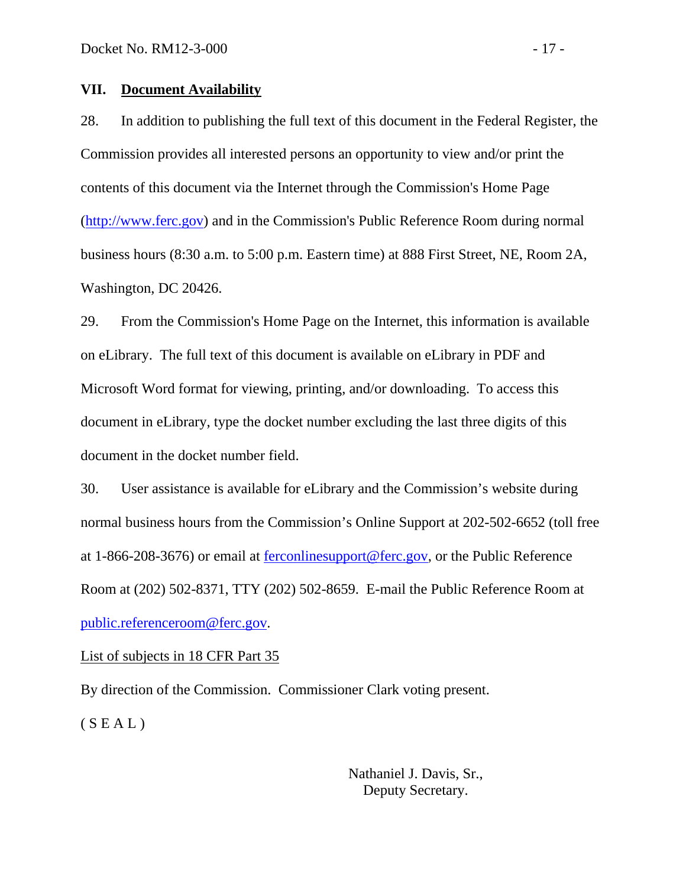## VII. Document Availability

28. In addition to publishing the full text of this document in the Federal Register, the Commission provides all interested persons an opportunity to view and/or print the contents of this document via the Internet through the Commission's Home Page (http://www.ferc.gov) and in the Commission's Public Reference Room during normal business hours (8:30 a.m. to 5:00 p.m. Eastern time) at 888 First Street, NE, Room 2A, Washington, DC 20426.

29. From the Commission's Home Page on the Internet, this information is available on eLibrary. The full text of this document is available on eLibrary in PDF and Microsoft Word format for viewing, printing, and/or downloading. To access this document in eLibrary, type the docket number excluding the last three digits of this document in the docket number field.

30. User assistance is available for eLibrary and the Commission's website during normal business hours from the Commission's Online Support at 202-502-6652 (toll free at 1-866-208-3676) or email at ferconlinesupport@ferc.gov, or the Public Reference Room at (202) 502-8371, TTY (202) 502-8659. E-mail the Public Reference Room at public.referenceroom@ferc.gov.

List of subjects in 18 CFR Part 35

By direction of the Commission. Commissioner Clark voting present.

( S E A L )

Nathaniel J. Davis, Sr.,
Deputy Secretary.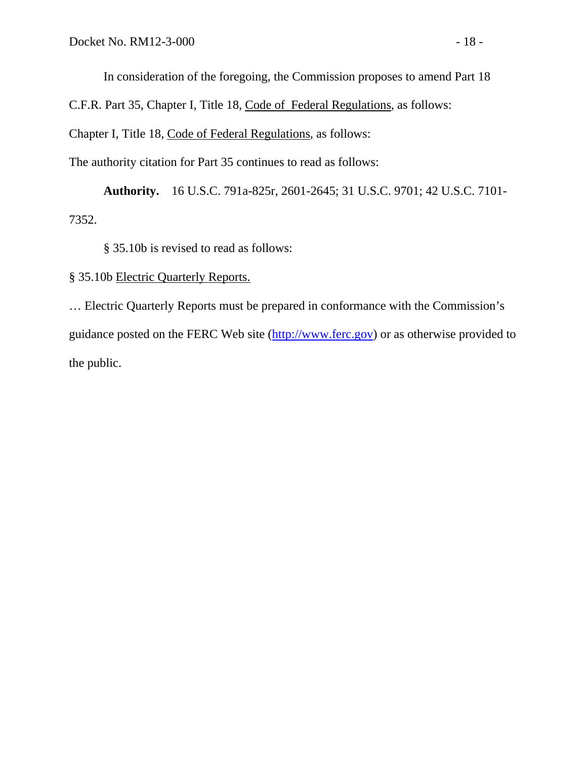In consideration of the foregoing, the Commission proposes to amend Part 18 C.F.R. Part 35, Chapter I, Title 18, Code of  Federal Regulations, as follows:

Chapter I, Title 18, Code of Federal Regulations, as follows:

The authority citation for Part 35 continues to read as follows:

**Authority.** 16 U.S.C. 791a-825r, 2601-2645; 31 U.S.C. 9701; 42 U.S.C. 7101-7352.

§ 35.10b is revised to read as follows:

§ 35.10b Electric Quarterly Reports.

… Electric Quarterly Reports must be prepared in conformance with the Commission's guidance posted on the FERC Web site (http://www.ferc.gov) or as otherwise provided to the public.